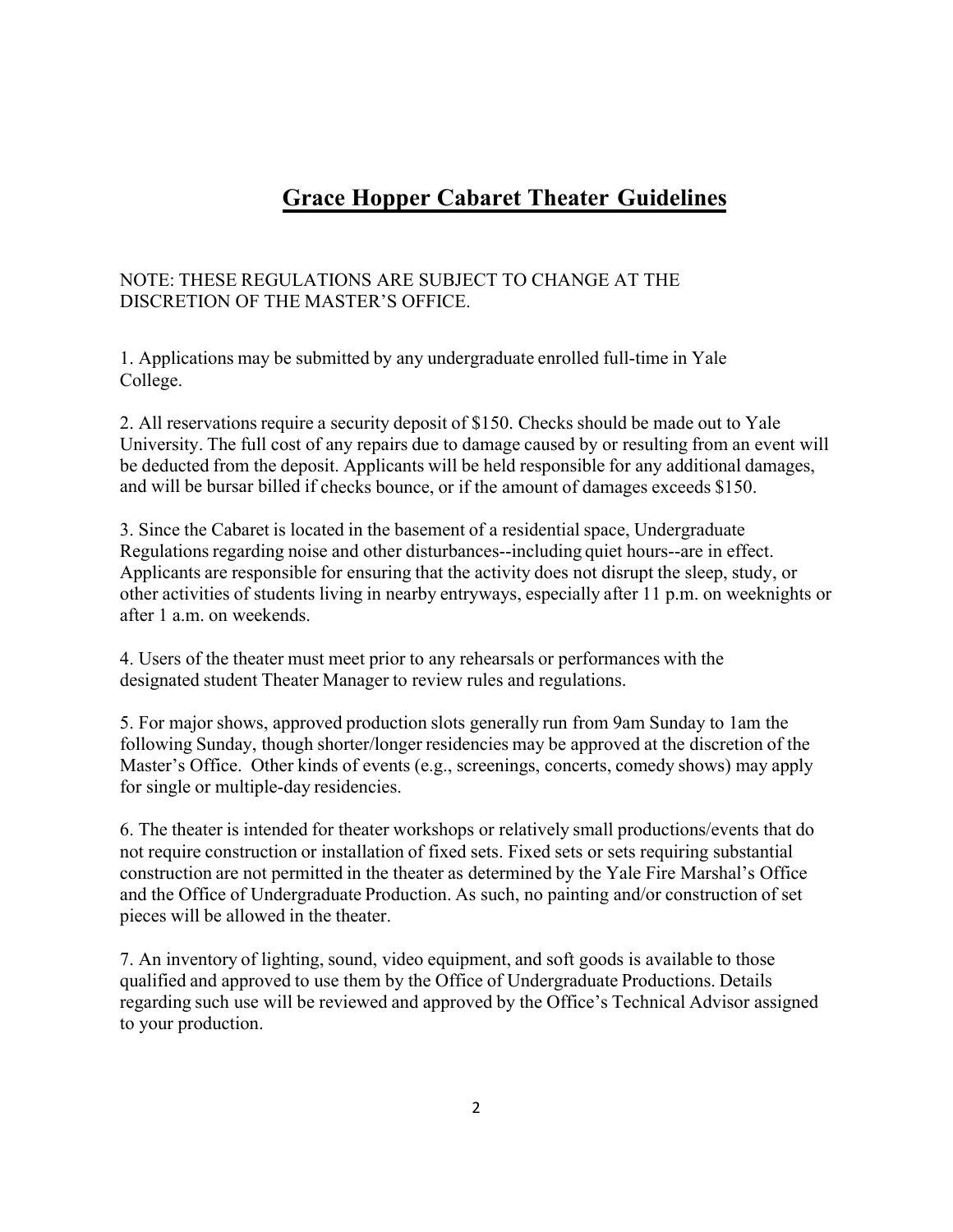# Grace Hopper Cabaret Theater Guidelines

NOTE: THESE REGULATIONS ARE SUBJECT TO CHANGE AT THE DISCRETION OF THE MASTER'S OFFICE.

1. Applications may be submitted by any undergraduate enrolled full-time in Yale College.

2. All reservations require a security deposit of $150. Checks should be made out to Yale University. The full cost of any repairs due to damage caused by or resulting from an event will be deducted from the deposit. Applicants will be held responsible for any additional damages, and will be bursar billed if checks bounce, or if the amount of damages exceeds $150.

3. Since the Cabaret is located in the basement of a residential space, Undergraduate Regulations regarding noise and other disturbances--including quiet hours--are in effect. Applicants are responsible for ensuring that the activity does not disrupt the sleep, study, or other activities of students living in nearby entryways, especially after 11 p.m. on weeknights or after 1 a.m. on weekends.

4. Users of the theater must meet prior to any rehearsals or performances with the designated student Theater Manager to review rules and regulations.

5. For major shows, approved production slots generally run from 9am Sunday to 1am the following Sunday, though shorter/longer residencies may be approved at the discretion of the Master's Office. Other kinds of events (e.g., screenings, concerts, comedy shows) may apply for single or multiple-day residencies.

6. The theater is intended for theater workshops or relatively small productions/events that do not require construction or installation of fixed sets. Fixed sets or sets requiring substantial construction are not permitted in the theater as determined by the Yale Fire Marshal's Office and the Office of Undergraduate Production. As such, no painting and/or construction of set pieces will be allowed in the theater.

7. An inventory of lighting, sound, video equipment, and soft goods is available to those qualified and approved to use them by the Office of Undergraduate Productions. Details regarding such use will be reviewed and approved by the Office's Technical Advisor assigned to your production.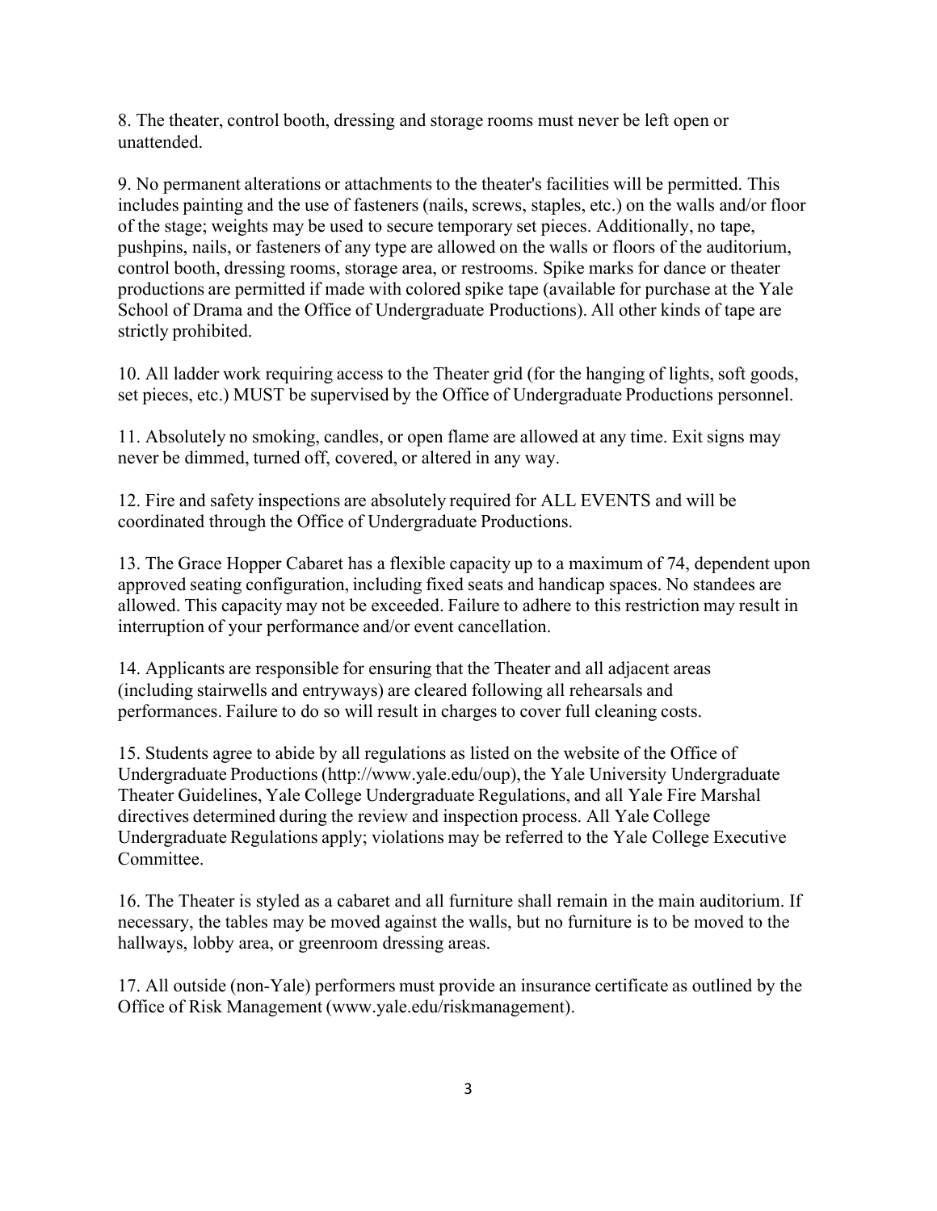8. The theater, control booth, dressing and storage rooms must never be left open or unattended.

9. No permanent alterations or attachments to the theater's facilities will be permitted. This includes painting and the use of fasteners (nails, screws, staples, etc.) on the walls and/or floor of the stage; weights may be used to secure temporary set pieces. Additionally, no tape, pushpins, nails, or fasteners of any type are allowed on the walls or floors of the auditorium, control booth, dressing rooms, storage area, or restrooms. Spike marks for dance or theater productions are permitted if made with colored spike tape (available for purchase at the Yale School of Drama and the Office of Undergraduate Productions). All other kinds of tape are strictly prohibited.

10. All ladder work requiring access to the Theater grid (for the hanging of lights, soft goods, set pieces, etc.) MUST be supervised by the Office of Undergraduate Productions personnel.

11. Absolutely no smoking, candles, or open flame are allowed at any time. Exit signs may never be dimmed, turned off, covered, or altered in any way.

12. Fire and safety inspections are absolutely required for ALL EVENTS and will be coordinated through the Office of Undergraduate Productions.

13. The Grace Hopper Cabaret has a flexible capacity up to a maximum of 74, dependent upon approved seating configuration, including fixed seats and handicap spaces. No standees are allowed. This capacity may not be exceeded. Failure to adhere to this restriction may result in interruption of your performance and/or event cancellation.

14. Applicants are responsible for ensuring that the Theater and all adjacent areas (including stairwells and entryways) are cleared following all rehearsals and performances. Failure to do so will result in charges to cover full cleaning costs.

15. Students agree to abide by all regulations as listed on the website of the Office of Undergraduate Productions (http://www.yale.edu/oup), the Yale University Undergraduate Theater Guidelines, Yale College Undergraduate Regulations, and all Yale Fire Marshal directives determined during the review and inspection process. All Yale College Undergraduate Regulations apply; violations may be referred to the Yale College Executive Committee.

16. The Theater is styled as a cabaret and all furniture shall remain in the main auditorium. If necessary, the tables may be moved against the walls, but no furniture is to be moved to the hallways, lobby area, or greenroom dressing areas.

17. All outside (non-Yale) performers must provide an insurance certificate as outlined by the Office of Risk Management (www.yale.edu/riskmanagement).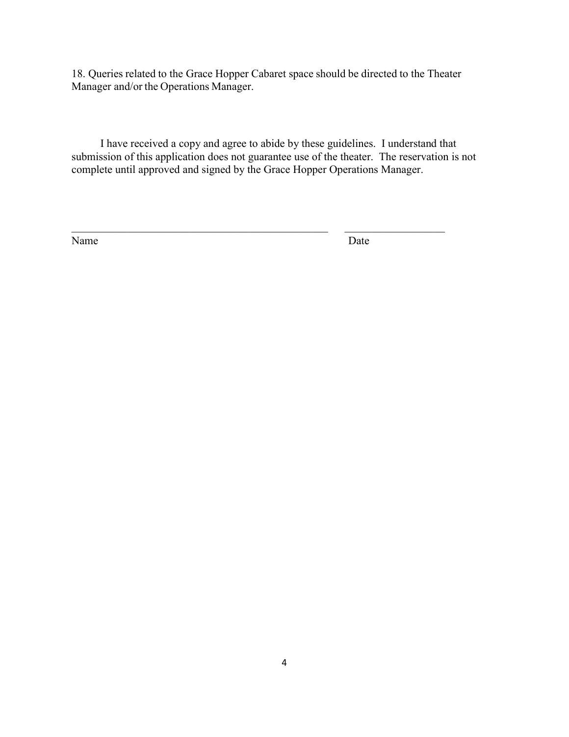18. Queries related to the Grace Hopper Cabaret space should be directed to the Theater Manager and/or the Operations Manager.

I have received a copy and agree to abide by these guidelines. I understand that submission of this application does not guarantee use of the theater. The reservation is not complete until approved and signed by the Grace Hopper Operations Manager.

_______________________________________________ __________________

Name Date